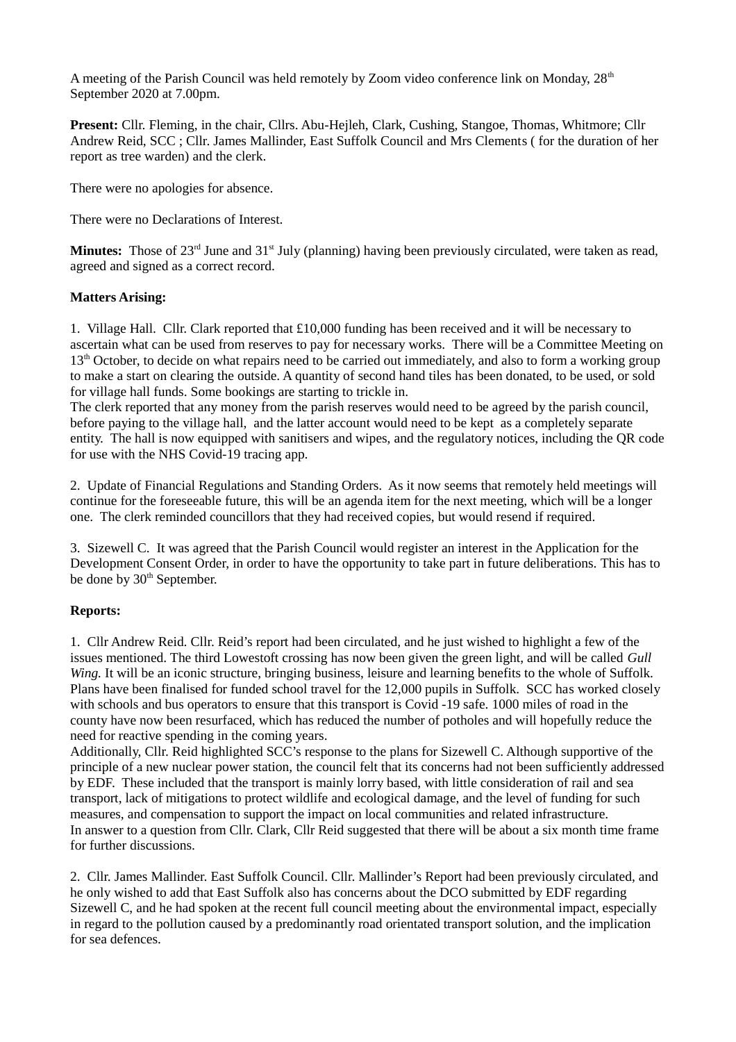A meeting of the Parish Council was held remotely by Zoom video conference link on Monday, 28th September 2020 at 7.00pm.

**Present:** Cllr. Fleming, in the chair, Cllrs. Abu-Hejleh, Clark, Cushing, Stangoe, Thomas, Whitmore; Cllr Andrew Reid, SCC ; Cllr. James Mallinder, East Suffolk Council and Mrs Clements ( for the duration of her report as tree warden) and the clerk.

There were no apologies for absence.

There were no Declarations of Interest.

**Minutes:** Those of 23rd June and 31st July (planning) having been previously circulated, were taken as read, agreed and signed as a correct record.

**Matters Arising:**

1. Village Hall. Cllr. Clark reported that £10,000 funding has been received and it will be necessary to ascertain what can be used from reserves to pay for necessary works. There will be a Committee Meeting on 13th October, to decide on what repairs need to be carried out immediately, and also to form a working group to make a start on clearing the outside. A quantity of second hand tiles has been donated, to be used, or sold for village hall funds. Some bookings are starting to trickle in.
The clerk reported that any money from the parish reserves would need to be agreed by the parish council, before paying to the village hall, and the latter account would need to be kept as a completely separate entity. The hall is now equipped with sanitisers and wipes, and the regulatory notices, including the QR code for use with the NHS Covid-19 tracing app.

2. Update of Financial Regulations and Standing Orders. As it now seems that remotely held meetings will continue for the foreseeable future, this will be an agenda item for the next meeting, which will be a longer one. The clerk reminded councillors that they had received copies, but would resend if required.

3. Sizewell C. It was agreed that the Parish Council would register an interest in the Application for the Development Consent Order, in order to have the opportunity to take part in future deliberations. This has to be done by 30th September.

**Reports:**

1. Cllr Andrew Reid. Cllr. Reid's report had been circulated, and he just wished to highlight a few of the issues mentioned. The third Lowestoft crossing has now been given the green light, and will be called *Gull Wing.* It will be an iconic structure, bringing business, leisure and learning benefits to the whole of Suffolk. Plans have been finalised for funded school travel for the 12,000 pupils in Suffolk. SCC has worked closely with schools and bus operators to ensure that this transport is Covid -19 safe. 1000 miles of road in the county have now been resurfaced, which has reduced the number of potholes and will hopefully reduce the need for reactive spending in the coming years.
Additionally, Cllr. Reid highlighted SCC's response to the plans for Sizewell C. Although supportive of the principle of a new nuclear power station, the council felt that its concerns had not been sufficiently addressed by EDF. These included that the transport is mainly lorry based, with little consideration of rail and sea transport, lack of mitigations to protect wildlife and ecological damage, and the level of funding for such measures, and compensation to support the impact on local communities and related infrastructure.
In answer to a question from Cllr. Clark, Cllr Reid suggested that there will be about a six month time frame for further discussions.

2. Cllr. James Mallinder. East Suffolk Council. Cllr. Mallinder's Report had been previously circulated, and he only wished to add that East Suffolk also has concerns about the DCO submitted by EDF regarding Sizewell C, and he had spoken at the recent full council meeting about the environmental impact, especially in regard to the pollution caused by a predominantly road orientated transport solution, and the implication for sea defences.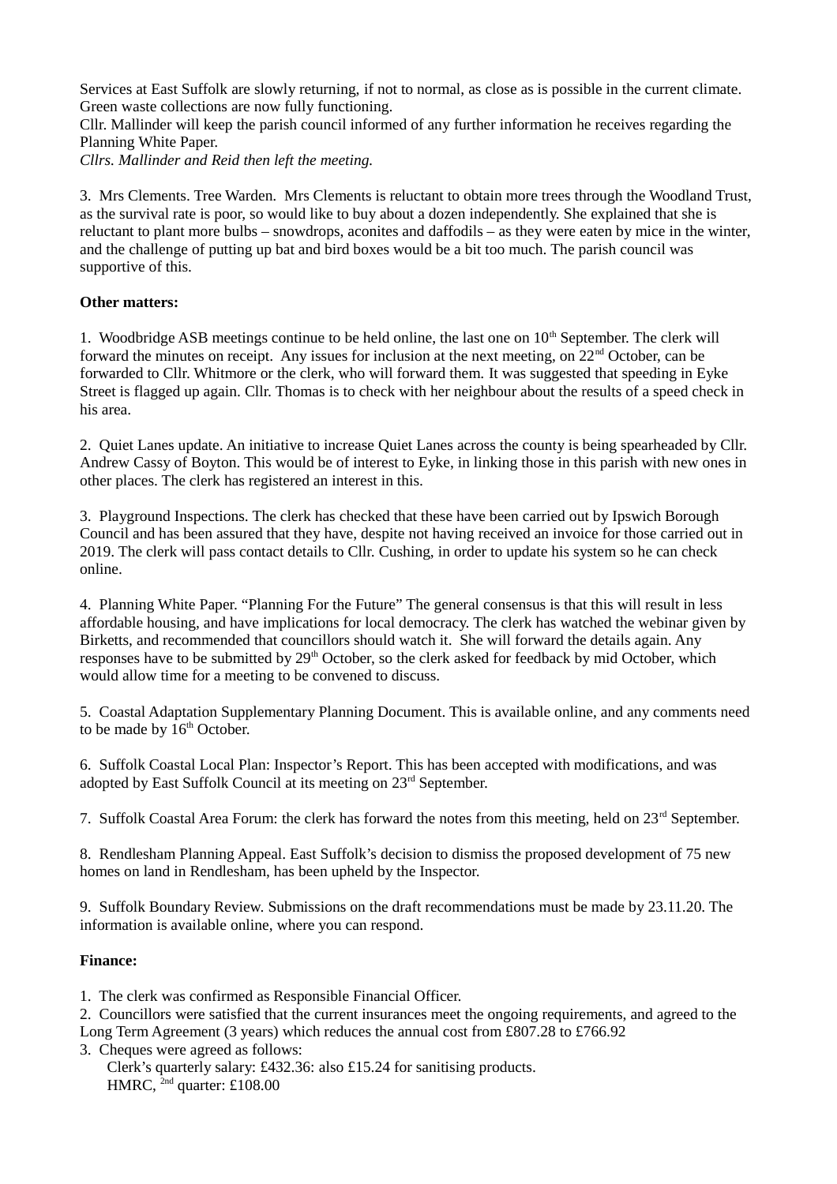Services at East Suffolk are slowly returning, if not to normal, as close as is possible in the current climate. Green waste collections are now fully functioning.
Cllr. Mallinder will keep the parish council informed of any further information he receives regarding the Planning White Paper.
*Cllrs. Mallinder and Reid then left the meeting.*

3. Mrs Clements. Tree Warden. Mrs Clements is reluctant to obtain more trees through the Woodland Trust, as the survival rate is poor, so would like to buy about a dozen independently. She explained that she is reluctant to plant more bulbs – snowdrops, aconites and daffodils – as they were eaten by mice in the winter, and the challenge of putting up bat and bird boxes would be a bit too much. The parish council was supportive of this.

**Other matters:**

1. Woodbridge ASB meetings continue to be held online, the last one on 10th September. The clerk will forward the minutes on receipt. Any issues for inclusion at the next meeting, on 22nd October, can be forwarded to Cllr. Whitmore or the clerk, who will forward them. It was suggested that speeding in Eyke Street is flagged up again. Cllr. Thomas is to check with her neighbour about the results of a speed check in his area.

2. Quiet Lanes update. An initiative to increase Quiet Lanes across the county is being spearheaded by Cllr. Andrew Cassy of Boyton. This would be of interest to Eyke, in linking those in this parish with new ones in other places. The clerk has registered an interest in this.

3. Playground Inspections. The clerk has checked that these have been carried out by Ipswich Borough Council and has been assured that they have, despite not having received an invoice for those carried out in 2019. The clerk will pass contact details to Cllr. Cushing, in order to update his system so he can check online.

4. Planning White Paper. "Planning For the Future" The general consensus is that this will result in less affordable housing, and have implications for local democracy. The clerk has watched the webinar given by Birketts, and recommended that councillors should watch it. She will forward the details again. Any responses have to be submitted by 29th October, so the clerk asked for feedback by mid October, which would allow time for a meeting to be convened to discuss.

5. Coastal Adaptation Supplementary Planning Document. This is available online, and any comments need to be made by 16th October.

6. Suffolk Coastal Local Plan: Inspector's Report. This has been accepted with modifications, and was adopted by East Suffolk Council at its meeting on 23rd September.

7. Suffolk Coastal Area Forum: the clerk has forward the notes from this meeting, held on 23rd September.

8. Rendlesham Planning Appeal. East Suffolk's decision to dismiss the proposed development of 75 new homes on land in Rendlesham, has been upheld by the Inspector.

9. Suffolk Boundary Review. Submissions on the draft recommendations must be made by 23.11.20. The information is available online, where you can respond.

**Finance:**

1. The clerk was confirmed as Responsible Financial Officer.
2. Councillors were satisfied that the current insurances meet the ongoing requirements, and agreed to the Long Term Agreement (3 years) which reduces the annual cost from £807.28 to £766.92
3. Cheques were agreed as follows:
   Clerk's quarterly salary: £432.36: also £15.24 for sanitising products.
   HMRC, 2nd quarter: £108.00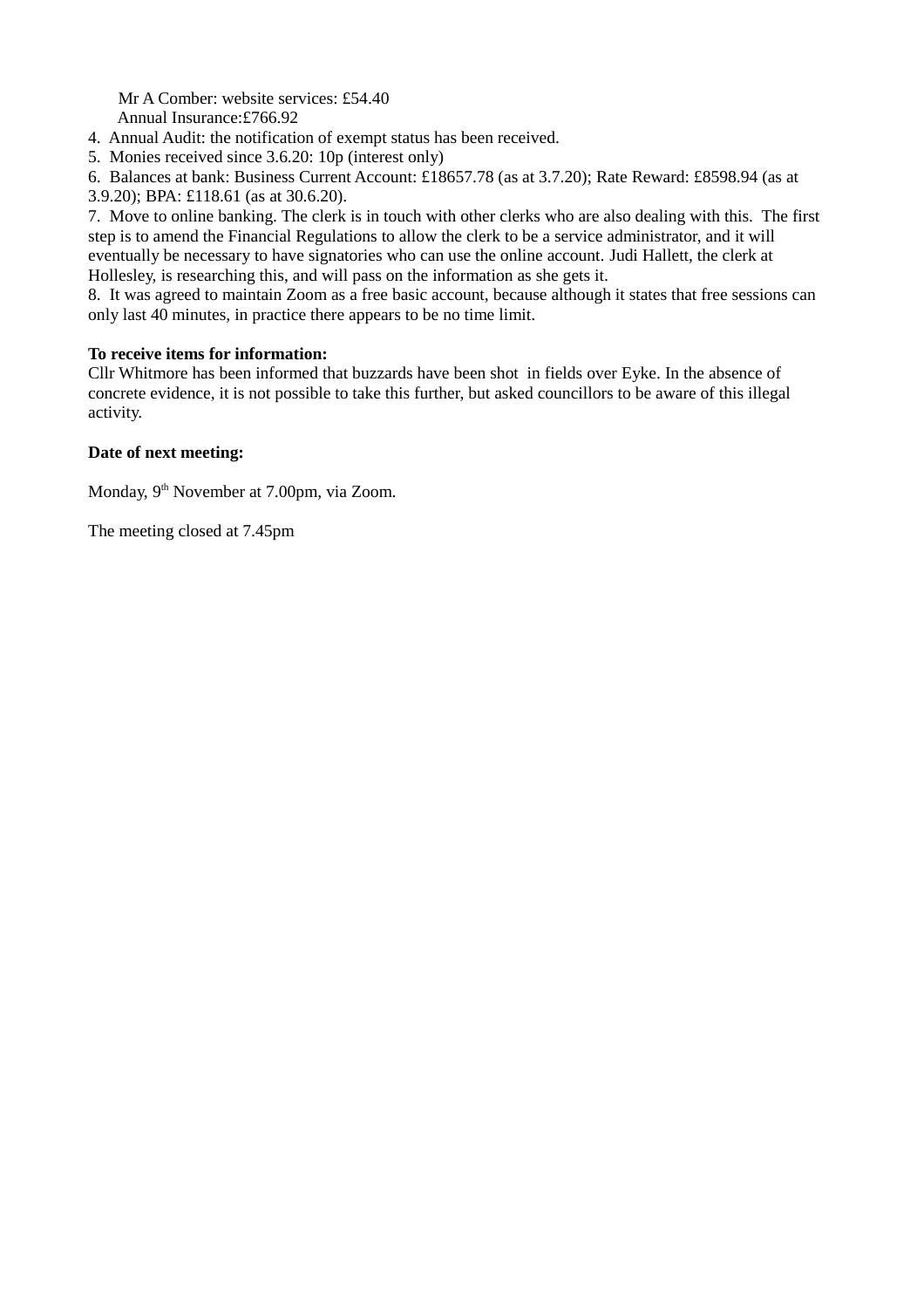Mr A Comber: website services: £54.40
Annual Insurance:£766.92

4. Annual Audit: the notification of exempt status has been received.
5. Monies received since 3.6.20: 10p (interest only)
6. Balances at bank: Business Current Account: £18657.78 (as at 3.7.20); Rate Reward: £8598.94 (as at 3.9.20); BPA: £118.61 (as at 30.6.20).
7. Move to online banking. The clerk is in touch with other clerks who are also dealing with this. The first step is to amend the Financial Regulations to allow the clerk to be a service administrator, and it will eventually be necessary to have signatories who can use the online account. Judi Hallett, the clerk at Hollesley, is researching this, and will pass on the information as she gets it.
8. It was agreed to maintain Zoom as a free basic account, because although it states that free sessions can only last 40 minutes, in practice there appears to be no time limit.

**To receive items for information:**

Cllr Whitmore has been informed that buzzards have been shot in fields over Eyke. In the absence of concrete evidence, it is not possible to take this further, but asked councillors to be aware of this illegal activity.

**Date of next meeting:**

Monday, 9th November at 7.00pm, via Zoom.

The meeting closed at 7.45pm